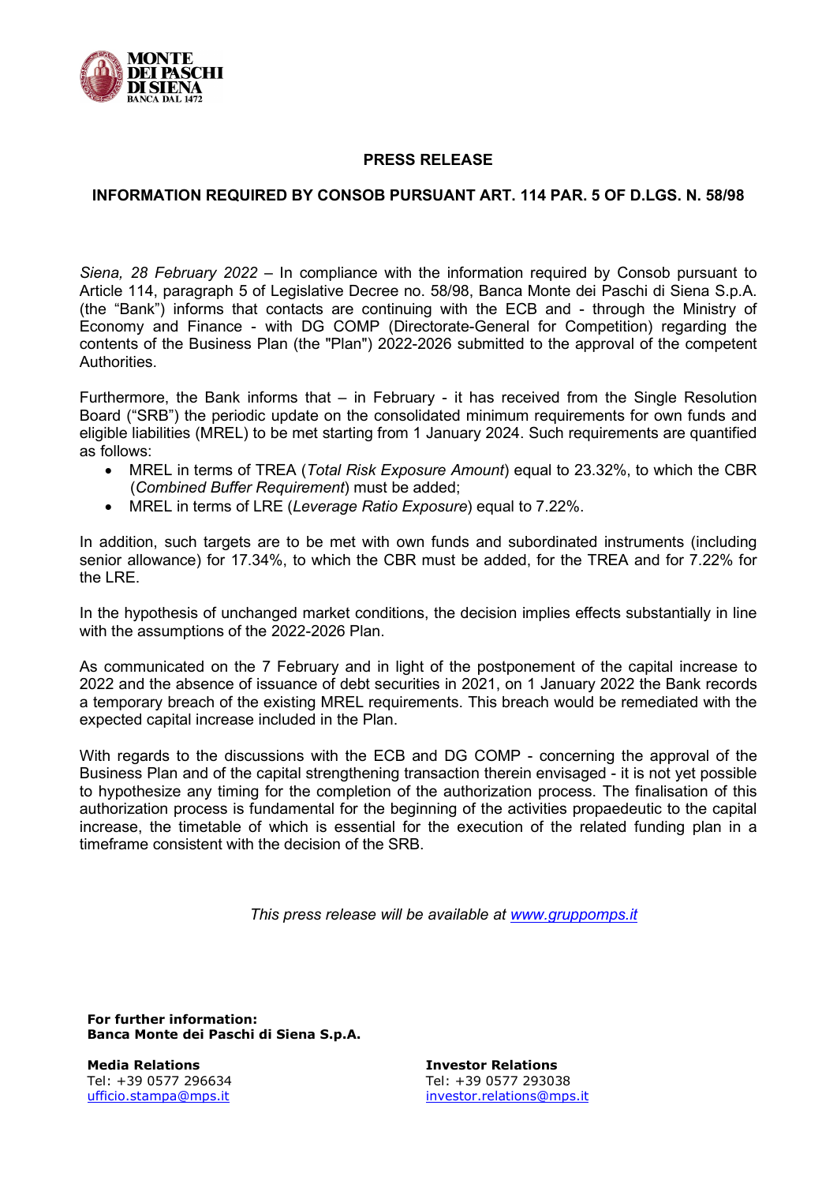# PRESS RELEASE

## INFORMATION REQUIRED BY CONSOB PURSUANT ART. 114 PAR. 5 OF D.LGS. N. 58/98

*Siena, 28 February 2022* – In compliance with the information required by Consob pursuant to Article 114, paragraph 5 of Legislative Decree no. 58/98, Banca Monte dei Paschi di Siena S.p.A. (the "Bank") informs that contacts are continuing with the ECB and - through the Ministry of Economy and Finance - with DG COMP (Directorate-General for Competition) regarding the contents of the Business Plan (the "Plan") 2022-2026 submitted to the approval of the competent Authorities.

Furthermore, the Bank informs that – in February - it has received from the Single Resolution Board ("SRB") the periodic update on the consolidated minimum requirements for own funds and eligible liabilities (MREL) to be met starting from 1 January 2024. Such requirements are quantified as follows:

- MREL in terms of TREA (*Total Risk Exposure Amount*) equal to 23.32%, to which the CBR (*Combined Buffer Requirement*) must be added;
- MREL in terms of LRE (*Leverage Ratio Exposure*) equal to 7.22%.

In addition, such targets are to be met with own funds and subordinated instruments (including senior allowance) for 17.34%, to which the CBR must be added, for the TREA and for 7.22% for the LRE.

In the hypothesis of unchanged market conditions, the decision implies effects substantially in line with the assumptions of the 2022-2026 Plan.

As communicated on the 7 February and in light of the postponement of the capital increase to 2022 and the absence of issuance of debt securities in 2021, on 1 January 2022 the Bank records a temporary breach of the existing MREL requirements. This breach would be remediated with the expected capital increase included in the Plan.

With regards to the discussions with the ECB and DG COMP - concerning the approval of the Business Plan and of the capital strengthening transaction therein envisaged - it is not yet possible to hypothesize any timing for the completion of the authorization process. The finalisation of this authorization process is fundamental for the beginning of the activities propaedeutic to the capital increase, the timetable of which is essential for the execution of the related funding plan in a timeframe consistent with the decision of the SRB.

*This press release will be available at www.gruppomps.it*

**For further information:**
**Banca Monte dei Paschi di Siena S.p.A.**

**Media Relations**
Tel: +39 0577 296634
ufficio.stampa@mps.it

**Investor Relations**
Tel: +39 0577 293038
investor.relations@mps.it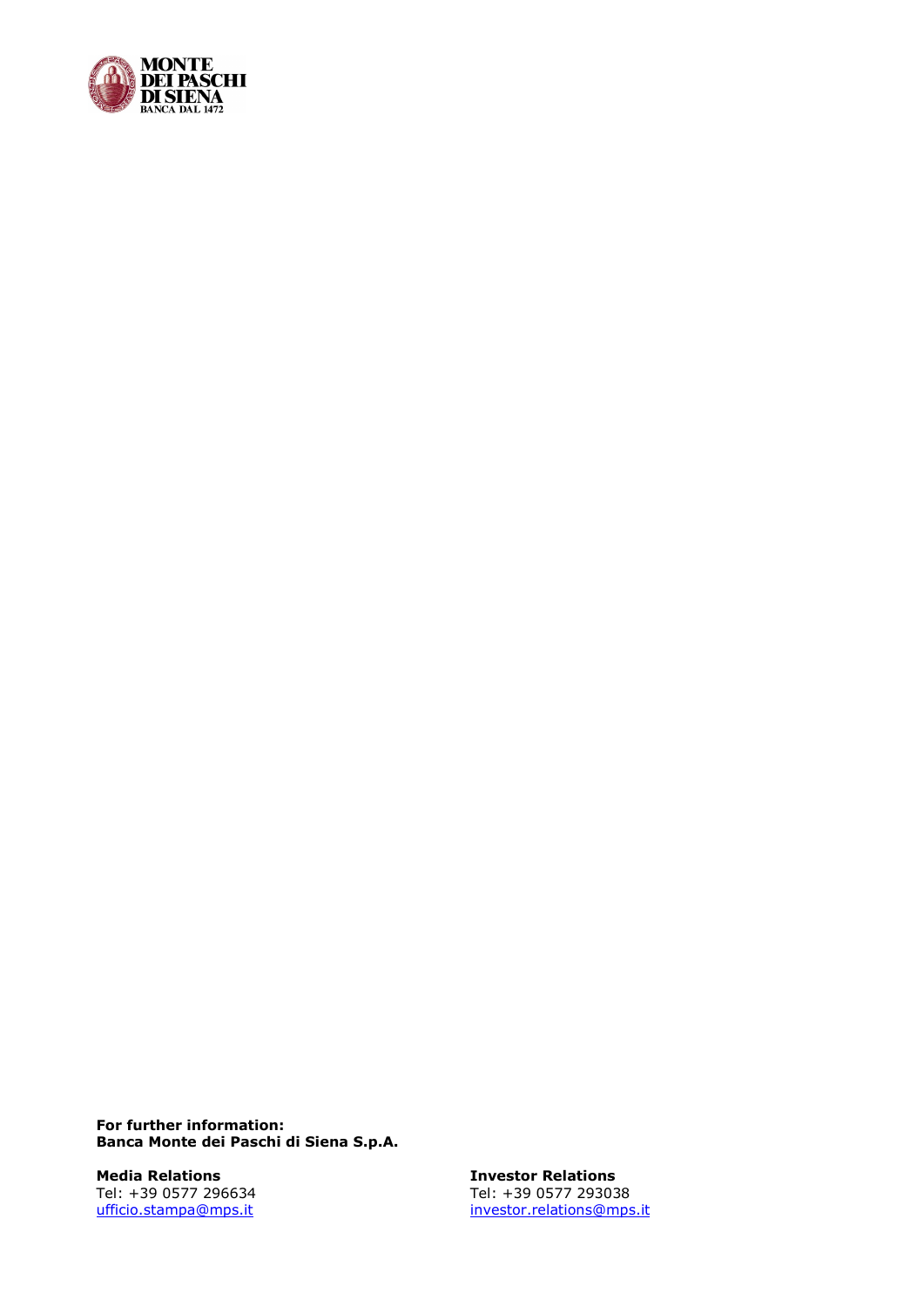**For further information:**
**Banca Monte dei Paschi di Siena S.p.A.**

**Media Relations**
Tel: +39 0577 296634
ufficio.stampa@mps.it

**Investor Relations**
Tel: +39 0577 293038
investor.relations@mps.it